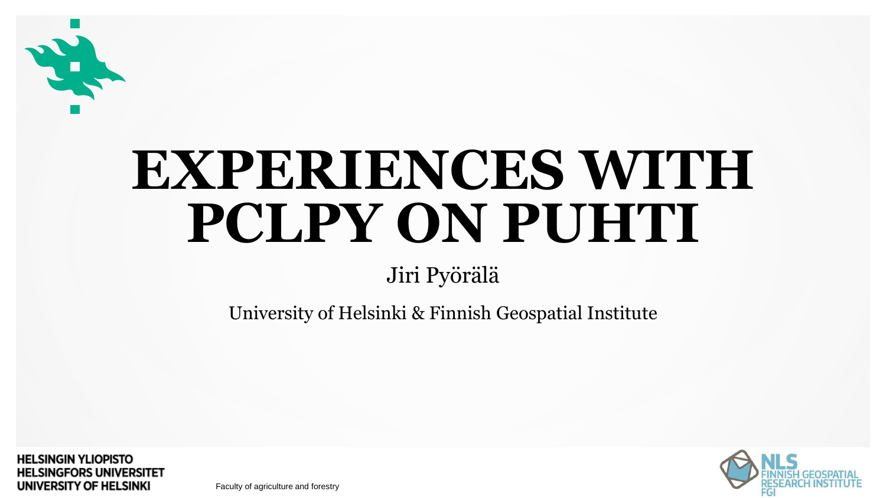# EXPERIENCES WITH PCLPY ON PUHTI

Jiri Pyörälä

University of Helsinki & Finnish Geospatial Institute

HELSINGIN YLIOPISTO
HELSINGFORS UNIVERSITET
UNIVERSITY OF HELSINKI

Faculty of agriculture and forestry

NLS
FINNISH GEOSPATIAL RESEARCH INSTITUTE
FGI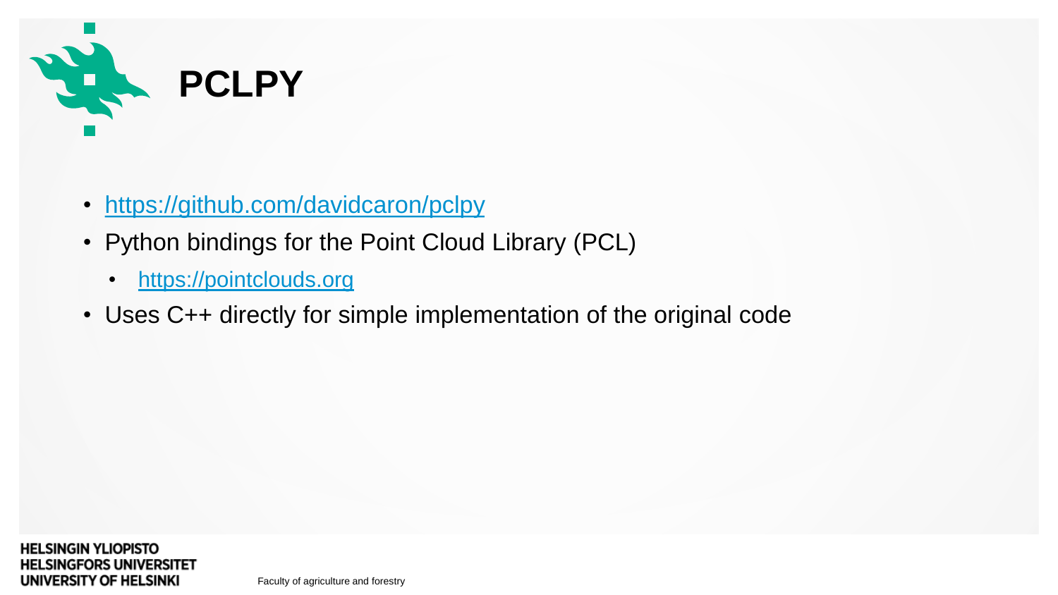# PCLPY

- https://github.com/davidcaron/pclpy
- Python bindings for the Point Cloud Library (PCL)
  - https://pointclouds.org
- Uses C++ directly for simple implementation of the original code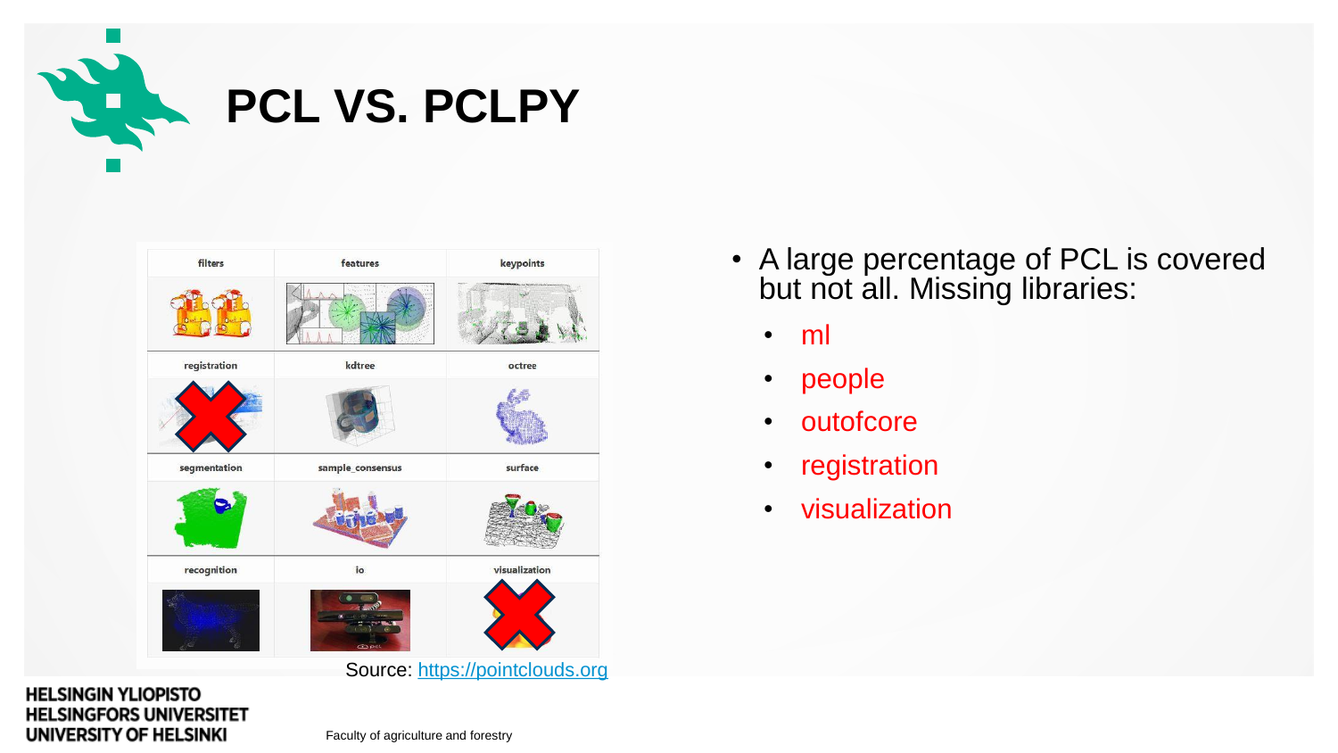# PCL VS. PCLPY

- A large percentage of PCL is covered but not all. Missing libraries:
  - ml
  - people
  - outofcore
  - registration
  - visualization

Source: https://pointclouds.org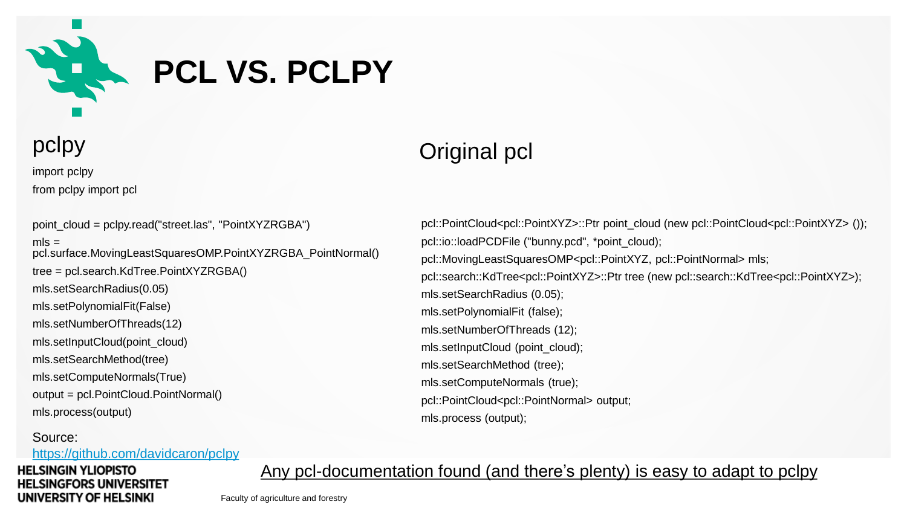# PCL VS. PCLPY

## pclpy

```python
import pclpy
from pclpy import pcl

point_cloud = pclpy.read("street.las", "PointXYZRGBA")
mls = pcl.surface.MovingLeastSquaresOMP.PointXYZRGBA_PointNormal()
tree = pcl.search.KdTree.PointXYZRGBA()
mls.setSearchRadius(0.05)
mls.setPolynomialFit(False)
mls.setNumberOfThreads(12)
mls.setInputCloud(point_cloud)
mls.setSearchMethod(tree)
mls.setComputeNormals(True)
output = pcl.PointCloud.PointNormal()
mls.process(output)
```

Source:
https://github.com/davidcaron/pclpy

## Original pcl

```cpp
pcl::PointCloud<pcl::PointXYZ>::Ptr point_cloud (new pcl::PointCloud<pcl::PointXYZ> ());
pcl::io::loadPCDFile ("bunny.pcd", *point_cloud);
pcl::MovingLeastSquaresOMP<pcl::PointXYZ, pcl::PointNormal> mls;
pcl::search::KdTree<pcl::PointXYZ>::Ptr tree (new pcl::search::KdTree<pcl::PointXYZ>);
mls.setSearchRadius (0.05);
mls.setPolynomialFit (false);
mls.setNumberOfThreads (12);
mls.setInputCloud (point_cloud);
mls.setSearchMethod (tree);
mls.setComputeNormals (true);
pcl::PointCloud<pcl::PointNormal> output;
mls.process (output);
```

Any pcl-documentation found (and there's plenty) is easy to adapt to pclpy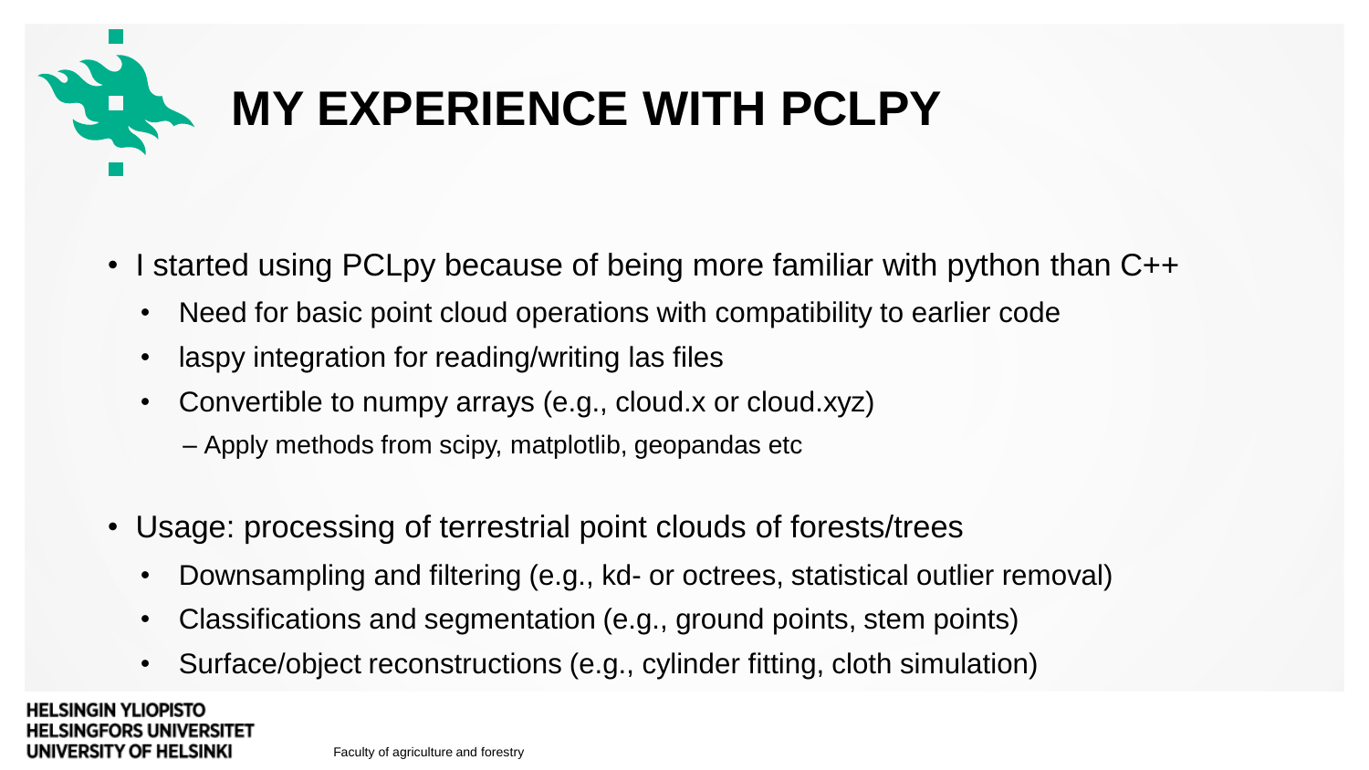# MY EXPERIENCE WITH PCLPY

- I started using PCLpy because of being more familiar with python than C++
  - Need for basic point cloud operations with compatibility to earlier code
  - laspy integration for reading/writing las files
  - Convertible to numpy arrays (e.g., cloud.x or cloud.xyz)
    - Apply methods from scipy, matplotlib, geopandas etc

- Usage: processing of terrestrial point clouds of forests/trees
  - Downsampling and filtering (e.g., kd- or octrees, statistical outlier removal)
  - Classifications and segmentation (e.g., ground points, stem points)
  - Surface/object reconstructions (e.g., cylinder fitting, cloth simulation)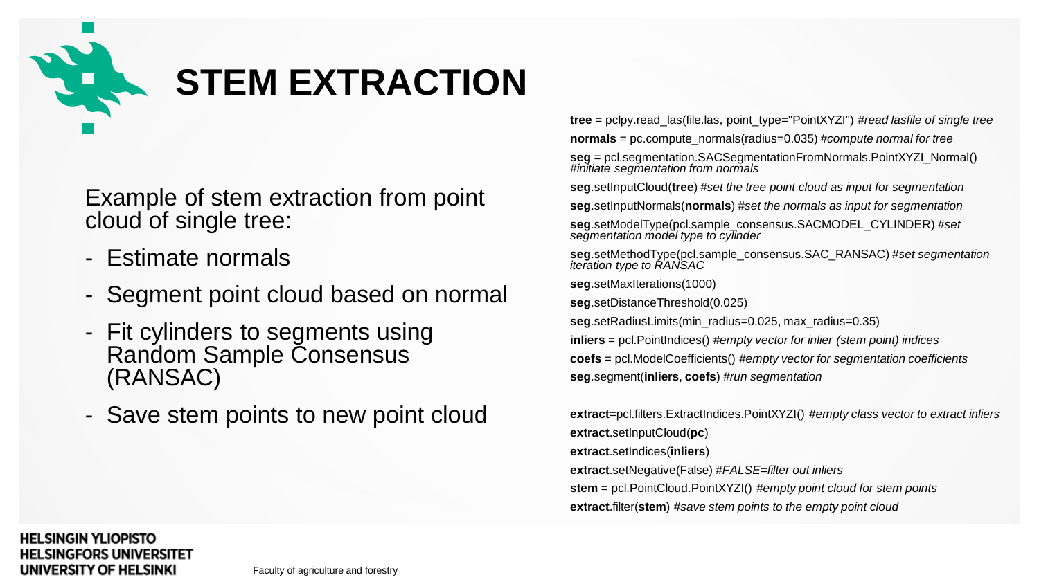# STEM EXTRACTION

Example of stem extraction from point cloud of single tree:

- Estimate normals
- Segment point cloud based on normal
- Fit cylinders to segments using Random Sample Consensus (RANSAC)
- Save stem points to new point cloud

```
tree = pclpy.read_las(file.las, point_type="PointXYZI") #read lasfile of single tree
normals = pc.compute_normals(radius=0.035) #compute normal for tree
seg = pcl.segmentation.SACSegmentationFromNormals.PointXYZI_Normal() #initiate segmentation from normals
seg.setInputCloud(tree) #set the tree point cloud as input for segmentation
seg.setInputNormals(normals) #set the normals as input for segmentation
seg.setModelType(pcl.sample_consensus.SACMODEL_CYLINDER) #set segmentation model type to cylinder
seg.setMethodType(pcl.sample_consensus.SAC_RANSAC) #set segmentation iteration type to RANSAC
seg.setMaxIterations(1000)
seg.setDistanceThreshold(0.025)
seg.setRadiusLimits(min_radius=0.025, max_radius=0.35)
inliers = pcl.PointIndices() #empty vector for inlier (stem point) indices
coefs = pcl.ModelCoefficients() #empty vector for segmentation coefficients
seg.segment(inliers, coefs) #run segmentation

extract=pcl.filters.ExtractIndices.PointXYZI() #empty class vector to extract inliers
extract.setInputCloud(pc)
extract.setIndices(inliers)
extract.setNegative(False) #FALSE=filter out inliers
stem = pcl.PointCloud.PointXYZI() #empty point cloud for stem points
extract.filter(stem) #save stem points to the empty point cloud
```

Faculty of agriculture and forestry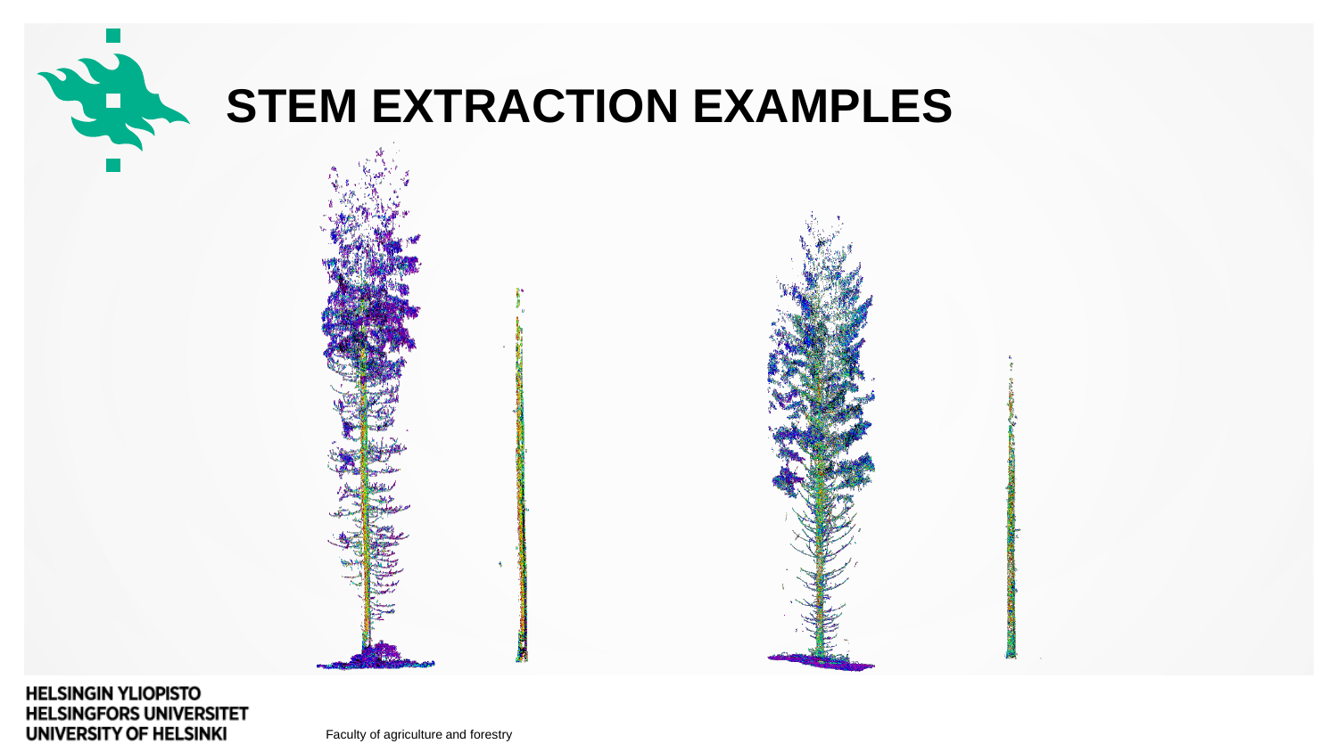# STEM EXTRACTION EXAMPLES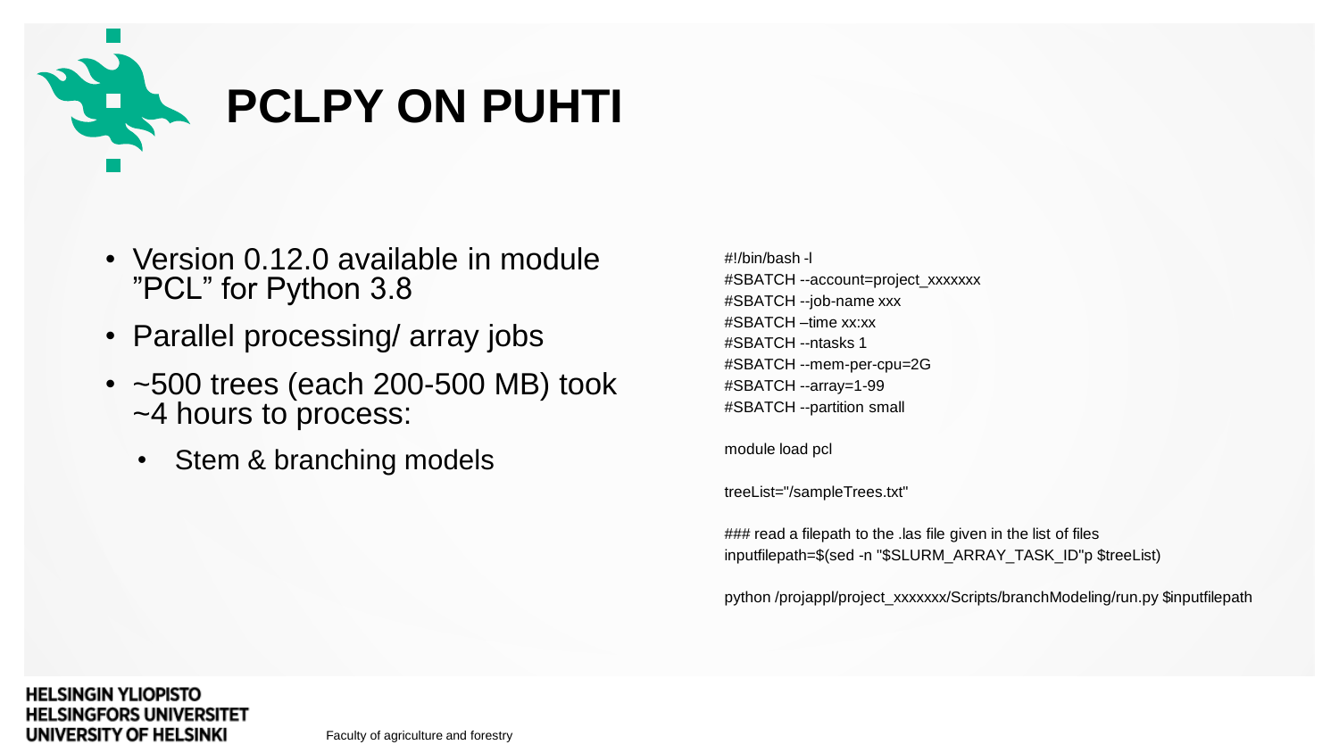# PCLPY ON PUHTI

- Version 0.12.0 available in module ”PCL” for Python 3.8
- Parallel processing/ array jobs
- ~500 trees (each 200-500 MB) took ~4 hours to process:
  - Stem & branching models

```
#!/bin/bash -l
#SBATCH --account=project_xxxxxxx
#SBATCH --job-name xxx
#SBATCH –time xx:xx
#SBATCH --ntasks 1
#SBATCH --mem-per-cpu=2G
#SBATCH --array=1-99
#SBATCH --partition small

module load pcl

treeList="/sampleTrees.txt"

### read a filepath to the .las file given in the list of files
inputfilepath=$(sed -n "$SLURM_ARRAY_TASK_ID"p $treeList)

python /projappl/project_xxxxxxx/Scripts/branchModeling/run.py $inputfilepath
```

HELSINGIN YLIOPISTO
HELSINGFORS UNIVERSITET
UNIVERSITY OF HELSINKI

Faculty of agriculture and forestry